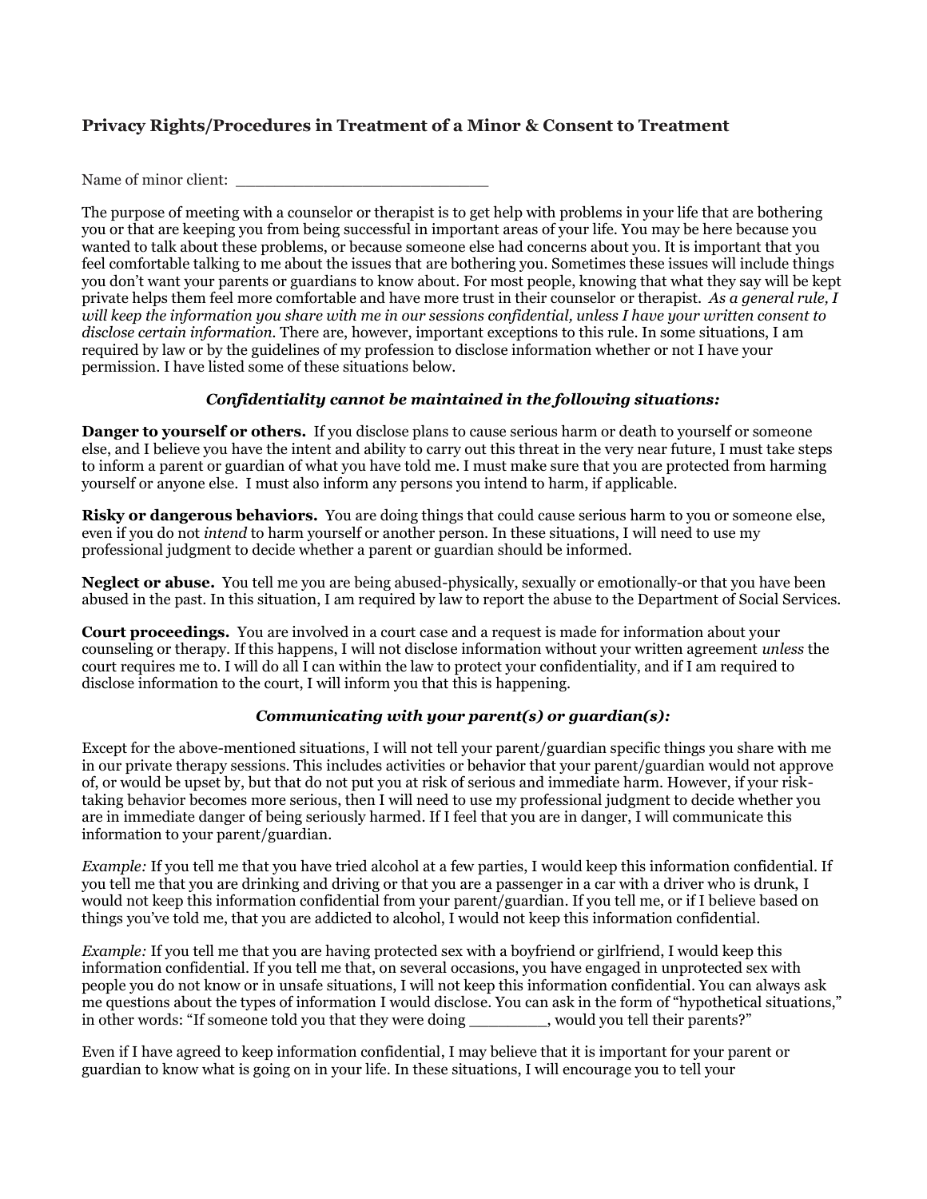## Privacy Rights/Procedures in Treatment of a Minor & Consent to Treatment

Name of minor client: ___________________________

The purpose of meeting with a counselor or therapist is to get help with problems in your life that are bothering you or that are keeping you from being successful in important areas of your life. You may be here because you wanted to talk about these problems, or because someone else had concerns about you. It is important that you feel comfortable talking to me about the issues that are bothering you. Sometimes these issues will include things you don't want your parents or guardians to know about. For most people, knowing that what they say will be kept private helps them feel more comfortable and have more trust in their counselor or therapist. *As a general rule, I will keep the information you share with me in our sessions confidential, unless I have your written consent to disclose certain information.* There are, however, important exceptions to this rule. In some situations, I am required by law or by the guidelines of my profession to disclose information whether or not I have your permission. I have listed some of these situations below.

***Confidentiality cannot be maintained in the following situations:***

**Danger to yourself or others.** If you disclose plans to cause serious harm or death to yourself or someone else, and I believe you have the intent and ability to carry out this threat in the very near future, I must take steps to inform a parent or guardian of what you have told me. I must make sure that you are protected from harming yourself or anyone else. I must also inform any persons you intend to harm, if applicable.

**Risky or dangerous behaviors.** You are doing things that could cause serious harm to you or someone else, even if you do not *intend* to harm yourself or another person. In these situations, I will need to use my professional judgment to decide whether a parent or guardian should be informed.

**Neglect or abuse.** You tell me you are being abused-physically, sexually or emotionally-or that you have been abused in the past. In this situation, I am required by law to report the abuse to the Department of Social Services.

**Court proceedings.** You are involved in a court case and a request is made for information about your counseling or therapy. If this happens, I will not disclose information without your written agreement *unless* the court requires me to. I will do all I can within the law to protect your confidentiality, and if I am required to disclose information to the court, I will inform you that this is happening.

***Communicating with your parent(s) or guardian(s):***

Except for the above-mentioned situations, I will not tell your parent/guardian specific things you share with me in our private therapy sessions. This includes activities or behavior that your parent/guardian would not approve of, or would be upset by, but that do not put you at risk of serious and immediate harm. However, if your risk-taking behavior becomes more serious, then I will need to use my professional judgment to decide whether you are in immediate danger of being seriously harmed. If I feel that you are in danger, I will communicate this information to your parent/guardian.

*Example:* If you tell me that you have tried alcohol at a few parties, I would keep this information confidential. If you tell me that you are drinking and driving or that you are a passenger in a car with a driver who is drunk, I would not keep this information confidential from your parent/guardian. If you tell me, or if I believe based on things you've told me, that you are addicted to alcohol, I would not keep this information confidential.

*Example:* If you tell me that you are having protected sex with a boyfriend or girlfriend, I would keep this information confidential. If you tell me that, on several occasions, you have engaged in unprotected sex with people you do not know or in unsafe situations, I will not keep this information confidential. You can always ask me questions about the types of information I would disclose. You can ask in the form of "hypothetical situations," in other words: "If someone told you that they were doing ________, would you tell their parents?"

Even if I have agreed to keep information confidential, I may believe that it is important for your parent or guardian to know what is going on in your life. In these situations, I will encourage you to tell your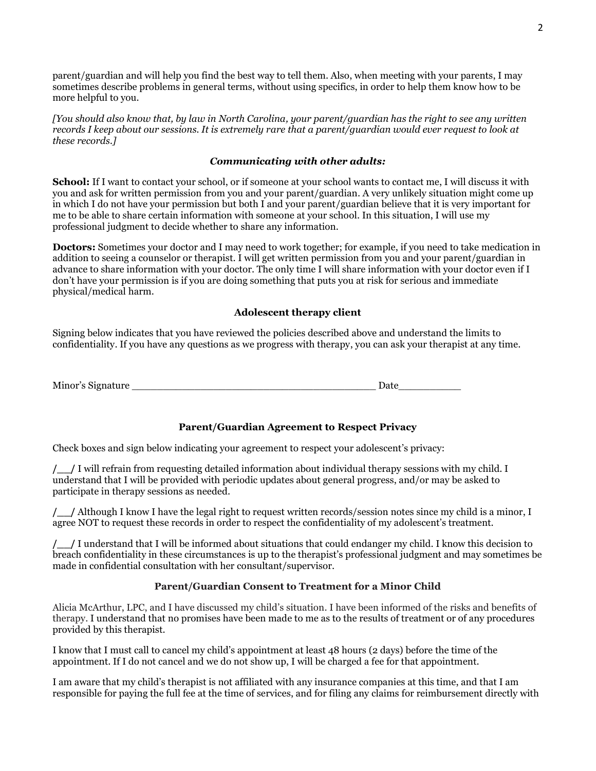parent/guardian and will help you find the best way to tell them. Also, when meeting with your parents, I may sometimes describe problems in general terms, without using specifics, in order to help them know how to be more helpful to you.

*[You should also know that, by law in North Carolina, your parent/guardian has the right to see any written records I keep about our sessions. It is extremely rare that a parent/guardian would ever request to look at these records.]*

### ***Communicating with other adults:***

**School:** If I want to contact your school, or if someone at your school wants to contact me, I will discuss it with you and ask for written permission from you and your parent/guardian. A very unlikely situation might come up in which I do not have your permission but both I and your parent/guardian believe that it is very important for me to be able to share certain information with someone at your school. In this situation, I will use my professional judgment to decide whether to share any information.

**Doctors:** Sometimes your doctor and I may need to work together; for example, if you need to take medication in addition to seeing a counselor or therapist. I will get written permission from you and your parent/guardian in advance to share information with your doctor. The only time I will share information with your doctor even if I don't have your permission is if you are doing something that puts you at risk for serious and immediate physical/medical harm.

### **Adolescent therapy client**

Signing below indicates that you have reviewed the policies described above and understand the limits to confidentiality. If you have any questions as we progress with therapy, you can ask your therapist at any time.

Minor's Signature ________________________________________ Date__________

### **Parent/Guardian Agreement to Respect Privacy**

Check boxes and sign below indicating your agreement to respect your adolescent's privacy:

**/__/** I will refrain from requesting detailed information about individual therapy sessions with my child. I understand that I will be provided with periodic updates about general progress, and/or may be asked to participate in therapy sessions as needed.

**/__/** Although I know I have the legal right to request written records/session notes since my child is a minor, I agree NOT to request these records in order to respect the confidentiality of my adolescent's treatment.

**/__/** I understand that I will be informed about situations that could endanger my child. I know this decision to breach confidentiality in these circumstances is up to the therapist's professional judgment and may sometimes be made in confidential consultation with her consultant/supervisor.

### **Parent/Guardian Consent to Treatment for a Minor Child**

Alicia McArthur, LPC, and I have discussed my child's situation. I have been informed of the risks and benefits of therapy. I understand that no promises have been made to me as to the results of treatment or of any procedures provided by this therapist.

I know that I must call to cancel my child's appointment at least 48 hours (2 days) before the time of the appointment. If I do not cancel and we do not show up, I will be charged a fee for that appointment.

I am aware that my child's therapist is not affiliated with any insurance companies at this time, and that I am responsible for paying the full fee at the time of services, and for filing any claims for reimbursement directly with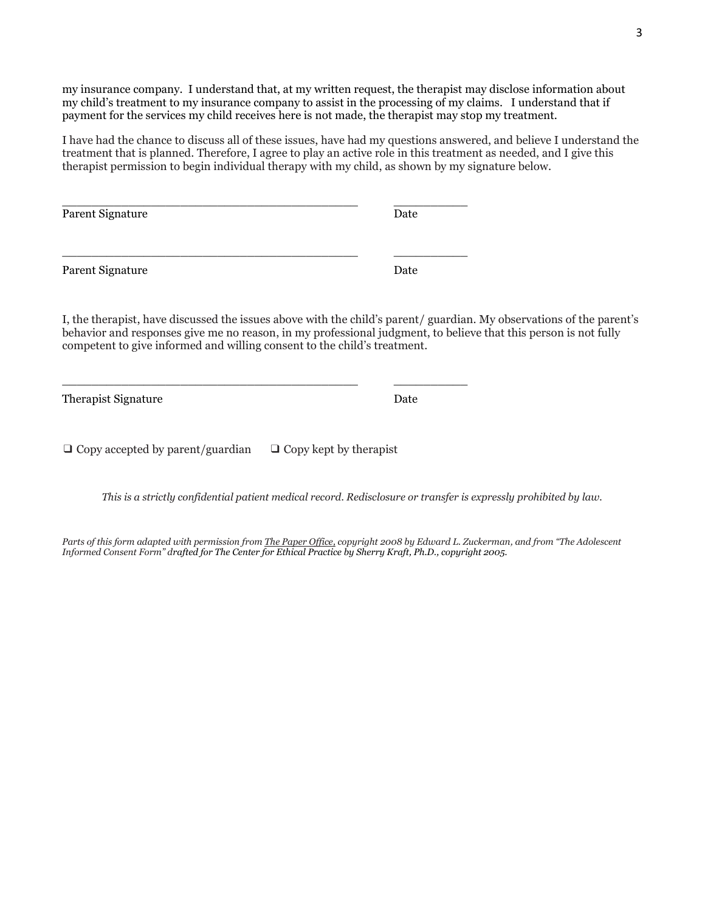my insurance company. I understand that, at my written request, the therapist may disclose information about my child's treatment to my insurance company to assist in the processing of my claims. I understand that if payment for the services my child receives here is not made, the therapist may stop my treatment.

I have had the chance to discuss all of these issues, have had my questions answered, and believe I understand the treatment that is planned. Therefore, I agree to play an active role in this treatment as needed, and I give this therapist permission to begin individual therapy with my child, as shown by my signature below.

\_\_\_\_\_\_\_\_\_\_\_\_\_\_\_\_\_\_\_\_\_\_\_\_\_\_\_\_\_\_\_\_\_\_\_\_\_\_\_\_\_\_ \_\_\_\_\_\_\_\_\_\_

Parent Signature Date

\_\_\_\_\_\_\_\_\_\_\_\_\_\_\_\_\_\_\_\_\_\_\_\_\_\_\_\_\_\_\_\_\_\_\_\_\_\_\_\_\_\_ \_\_\_\_\_\_\_\_\_\_

Parent Signature Date

I, the therapist, have discussed the issues above with the child's parent/ guardian. My observations of the parent's behavior and responses give me no reason, in my professional judgment, to believe that this person is not fully competent to give informed and willing consent to the child's treatment.

\_\_\_\_\_\_\_\_\_\_\_\_\_\_\_\_\_\_\_\_\_\_\_\_\_\_\_\_\_\_\_\_\_\_\_\_\_\_\_\_\_\_ \_\_\_\_\_\_\_\_\_\_

Therapist Signature Date

❑ Copy accepted by parent/guardian ❑ Copy kept by therapist

*This is a strictly confidential patient medical record. Redisclosure or transfer is expressly prohibited by law.*

*Parts of this form adapted with permission from The Paper Office, copyright 2008 by Edward L. Zuckerman, and from "The Adolescent Informed Consent Form" drafted for The Center for Ethical Practice by Sherry Kraft, Ph.D., copyright 2005.*